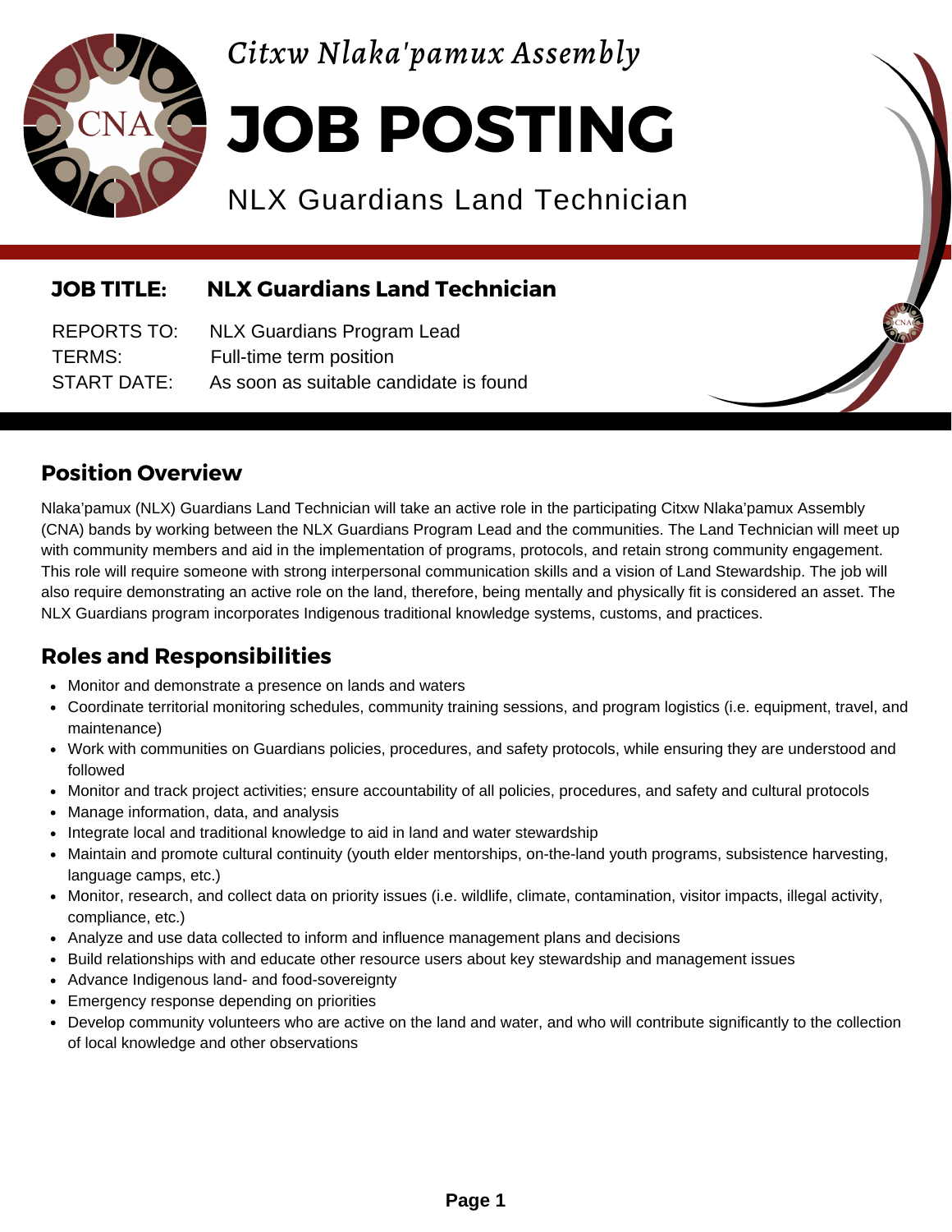*Citxw Nlaka'pamux Assembly*

# JOB POSTING

NLX Guardians Land Technician

**JOB TITLE:** **NLX Guardians Land Technician**

REPORTS TO: NLX Guardians Program Lead
TERMS: Full-time term position
START DATE: As soon as suitable candidate is found

## Position Overview

Nlaka'pamux (NLX) Guardians Land Technician will take an active role in the participating Citxw Nlaka'pamux Assembly (CNA) bands by working between the NLX Guardians Program Lead and the communities. The Land Technician will meet up with community members and aid in the implementation of programs, protocols, and retain strong community engagement. This role will require someone with strong interpersonal communication skills and a vision of Land Stewardship. The job will also require demonstrating an active role on the land, therefore, being mentally and physically fit is considered an asset. The NLX Guardians program incorporates Indigenous traditional knowledge systems, customs, and practices.

## Roles and Responsibilities

- Monitor and demonstrate a presence on lands and waters
- Coordinate territorial monitoring schedules, community training sessions, and program logistics (i.e. equipment, travel, and maintenance)
- Work with communities on Guardians policies, procedures, and safety protocols, while ensuring they are understood and followed
- Monitor and track project activities; ensure accountability of all policies, procedures, and safety and cultural protocols
- Manage information, data, and analysis
- Integrate local and traditional knowledge to aid in land and water stewardship
- Maintain and promote cultural continuity (youth elder mentorships, on-the-land youth programs, subsistence harvesting, language camps, etc.)
- Monitor, research, and collect data on priority issues (i.e. wildlife, climate, contamination, visitor impacts, illegal activity, compliance, etc.)
- Analyze and use data collected to inform and influence management plans and decisions
- Build relationships with and educate other resource users about key stewardship and management issues
- Advance Indigenous land- and food-sovereignty
- Emergency response depending on priorities
- Develop community volunteers who are active on the land and water, and who will contribute significantly to the collection of local knowledge and other observations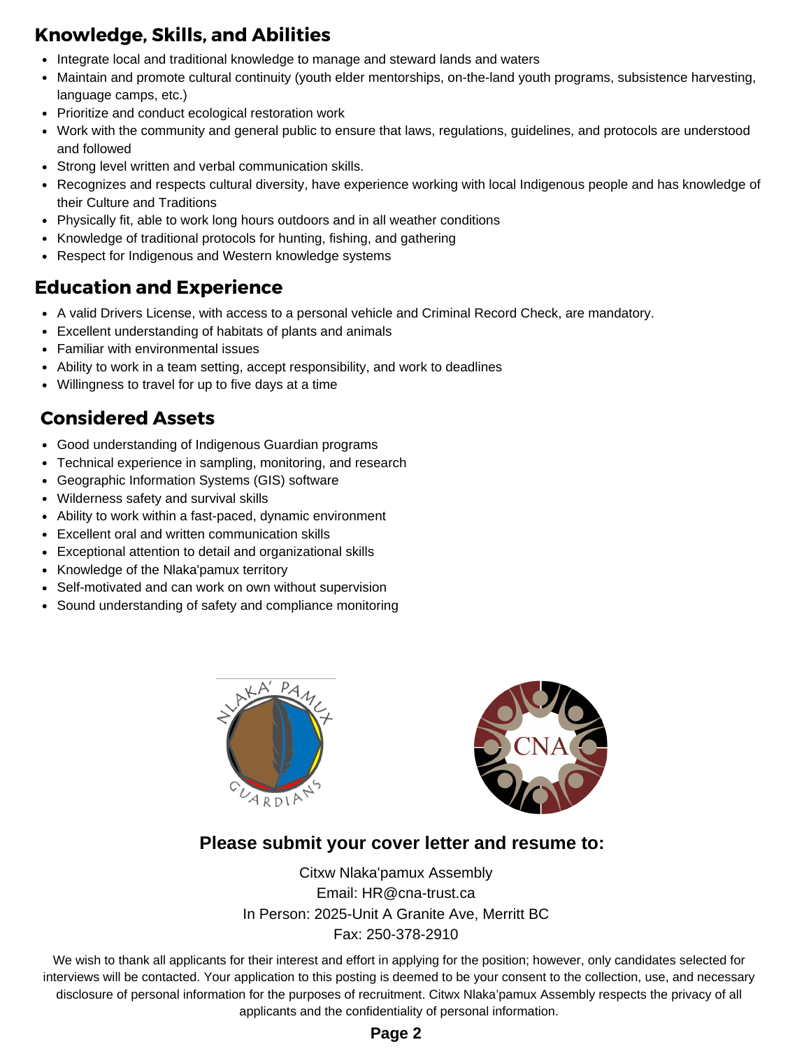## Knowledge, Skills, and Abilities

- Integrate local and traditional knowledge to manage and steward lands and waters
- Maintain and promote cultural continuity (youth elder mentorships, on-the-land youth programs, subsistence harvesting, language camps, etc.)
- Prioritize and conduct ecological restoration work
- Work with the community and general public to ensure that laws, regulations, guidelines, and protocols are understood and followed
- Strong level written and verbal communication skills.
- Recognizes and respects cultural diversity, have experience working with local Indigenous people and has knowledge of their Culture and Traditions
- Physically fit, able to work long hours outdoors and in all weather conditions
- Knowledge of traditional protocols for hunting, fishing, and gathering
- Respect for Indigenous and Western knowledge systems

## Education and Experience

- A valid Drivers License, with access to a personal vehicle and Criminal Record Check, are mandatory.
- Excellent understanding of habitats of plants and animals
- Familiar with environmental issues
- Ability to work in a team setting, accept responsibility, and work to deadlines
- Willingness to travel for up to five days at a time

## Considered Assets

- Good understanding of Indigenous Guardian programs
- Technical experience in sampling, monitoring, and research
- Geographic Information Systems (GIS) software
- Wilderness safety and survival skills
- Ability to work within a fast-paced, dynamic environment
- Excellent oral and written communication skills
- Exceptional attention to detail and organizational skills
- Knowledge of the Nlaka'pamux territory
- Self-motivated and can work on own without supervision
- Sound understanding of safety and compliance monitoring

NLAKA' PAMUX GUARDIANS

CNA

**Please submit your cover letter and resume to:**

Citxw Nlaka'pamux Assembly
Email: HR@cna-trust.ca
In Person: 2025-Unit A Granite Ave, Merritt BC
Fax: 250-378-2910

We wish to thank all applicants for their interest and effort in applying for the position; however, only candidates selected for interviews will be contacted. Your application to this posting is deemed to be your consent to the collection, use, and necessary disclosure of personal information for the purposes of recruitment. Citwx Nlaka'pamux Assembly respects the privacy of all applicants and the confidentiality of personal information.